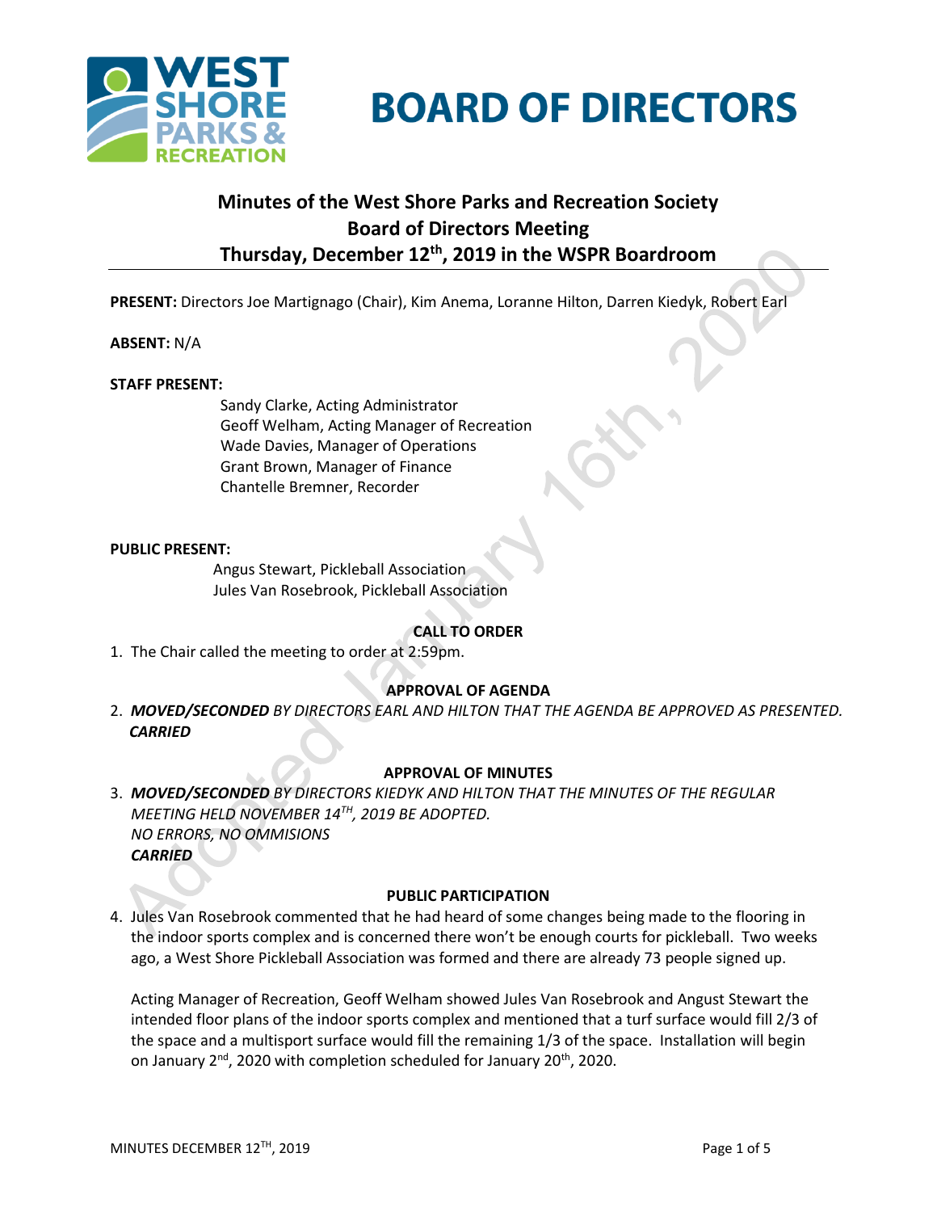# BOARD OF DIRECTORS

## Minutes of the West Shore Parks and Recreation Society Board of Directors Meeting Thursday, December 12th, 2019 in the WSPR Boardroom

**PRESENT:** Directors Joe Martignago (Chair), Kim Anema, Loranne Hilton, Darren Kiedyk, Robert Earl

**ABSENT:** N/A

**STAFF PRESENT:**

Sandy Clarke, Acting Administrator
Geoff Welham, Acting Manager of Recreation
Wade Davies, Manager of Operations
Grant Brown, Manager of Finance
Chantelle Bremner, Recorder

**PUBLIC PRESENT:**

Angus Stewart, Pickleball Association
Jules Van Rosebrook, Pickleball Association

### CALL TO ORDER

1. The Chair called the meeting to order at 2:59pm.

### APPROVAL OF AGENDA

2. ***MOVED/SECONDED*** *BY DIRECTORS EARL AND HILTON THAT THE AGENDA BE APPROVED AS PRESENTED.*
   ***CARRIED***

### APPROVAL OF MINUTES

3. ***MOVED/SECONDED*** *BY DIRECTORS KIEDYK AND HILTON THAT THE MINUTES OF THE REGULAR MEETING HELD NOVEMBER 14TH, 2019 BE ADOPTED.*
   *NO ERRORS, NO OMMISIONS*
   ***CARRIED***

### PUBLIC PARTICIPATION

4. Jules Van Rosebrook commented that he had heard of some changes being made to the flooring in the indoor sports complex and is concerned there won't be enough courts for pickleball. Two weeks ago, a West Shore Pickleball Association was formed and there are already 73 people signed up.

   Acting Manager of Recreation, Geoff Welham showed Jules Van Rosebrook and Angust Stewart the intended floor plans of the indoor sports complex and mentioned that a turf surface would fill 2/3 of the space and a multisport surface would fill the remaining 1/3 of the space. Installation will begin on January 2nd, 2020 with completion scheduled for January 20th, 2020.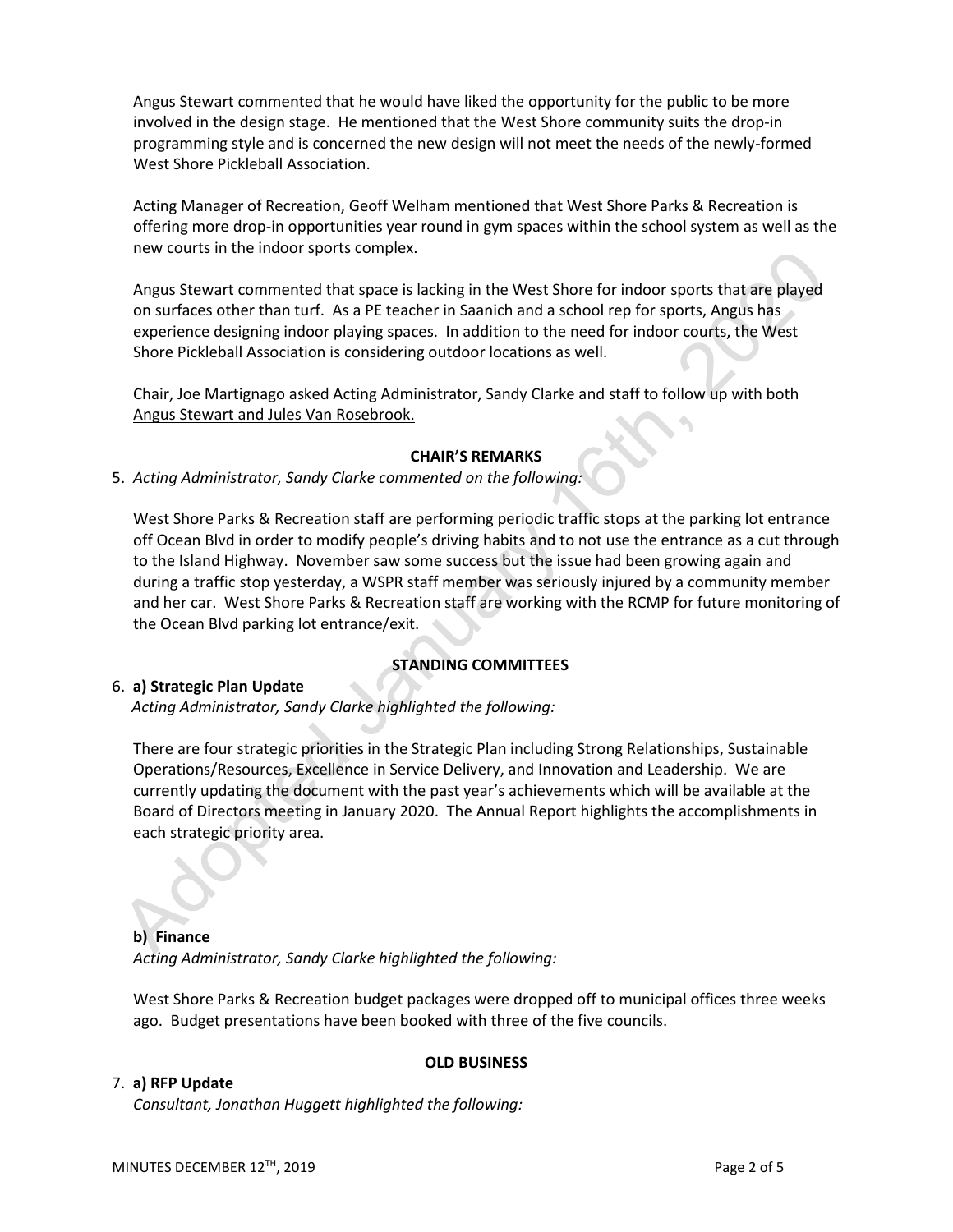Angus Stewart commented that he would have liked the opportunity for the public to be more involved in the design stage. He mentioned that the West Shore community suits the drop-in programming style and is concerned the new design will not meet the needs of the newly-formed West Shore Pickleball Association.

Acting Manager of Recreation, Geoff Welham mentioned that West Shore Parks & Recreation is offering more drop-in opportunities year round in gym spaces within the school system as well as the new courts in the indoor sports complex.

Angus Stewart commented that space is lacking in the West Shore for indoor sports that are played on surfaces other than turf. As a PE teacher in Saanich and a school rep for sports, Angus has experience designing indoor playing spaces. In addition to the need for indoor courts, the West Shore Pickleball Association is considering outdoor locations as well.

<u>Chair, Joe Martignago asked Acting Administrator, Sandy Clarke and staff to follow up with both Angus Stewart and Jules Van Rosebrook.</u>

**CHAIR'S REMARKS**

5. *Acting Administrator, Sandy Clarke commented on the following:*

   West Shore Parks & Recreation staff are performing periodic traffic stops at the parking lot entrance off Ocean Blvd in order to modify people's driving habits and to not use the entrance as a cut through to the Island Highway. November saw some success but the issue had been growing again and during a traffic stop yesterday, a WSPR staff member was seriously injured by a community member and her car. West Shore Parks & Recreation staff are working with the RCMP for future monitoring of the Ocean Blvd parking lot entrance/exit.

**STANDING COMMITTEES**

6. **a) Strategic Plan Update**
   *Acting Administrator, Sandy Clarke highlighted the following:*

   There are four strategic priorities in the Strategic Plan including Strong Relationships, Sustainable Operations/Resources, Excellence in Service Delivery, and Innovation and Leadership. We are currently updating the document with the past year's achievements which will be available at the Board of Directors meeting in January 2020. The Annual Report highlights the accomplishments in each strategic priority area.

   **b) Finance**
   *Acting Administrator, Sandy Clarke highlighted the following:*

   West Shore Parks & Recreation budget packages were dropped off to municipal offices three weeks ago. Budget presentations have been booked with three of the five councils.

**OLD BUSINESS**

7. **a) RFP Update**
   *Consultant, Jonathan Huggett highlighted the following:*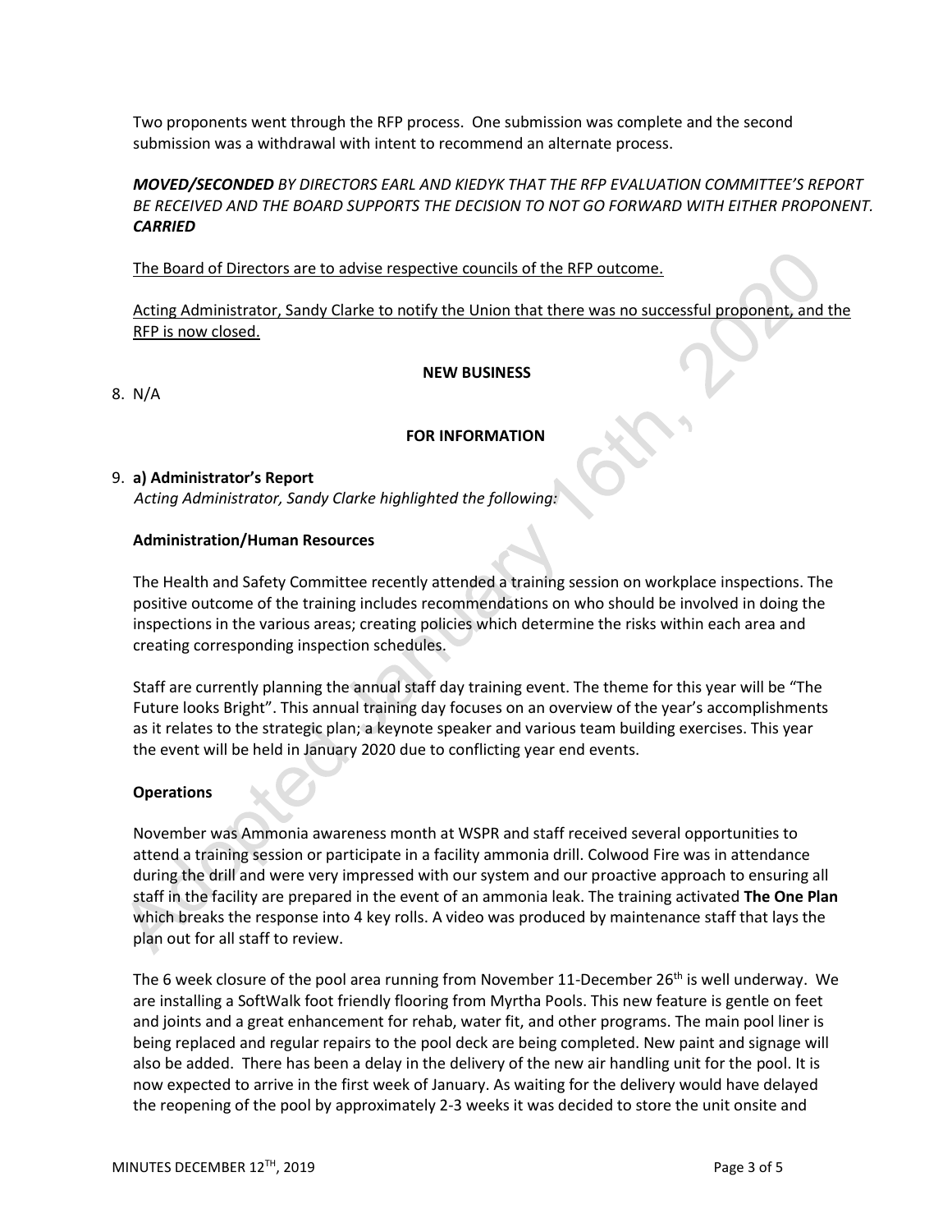Two proponents went through the RFP process. One submission was complete and the second submission was a withdrawal with intent to recommend an alternate process.

***MOVED/SECONDED*** *BY DIRECTORS EARL AND KIEDYK THAT THE RFP EVALUATION COMMITTEE'S REPORT BE RECEIVED AND THE BOARD SUPPORTS THE DECISION TO NOT GO FORWARD WITH EITHER PROPONENT.* ***CARRIED***

<u>The Board of Directors are to advise respective councils of the RFP outcome.</u>

<u>Acting Administrator, Sandy Clarke to notify the Union that there was no successful proponent, and the RFP is now closed.</u>

**NEW BUSINESS**

8. N/A

**FOR INFORMATION**

9. **a) Administrator's Report**
*Acting Administrator, Sandy Clarke highlighted the following:*

**Administration/Human Resources**

The Health and Safety Committee recently attended a training session on workplace inspections. The positive outcome of the training includes recommendations on who should be involved in doing the inspections in the various areas; creating policies which determine the risks within each area and creating corresponding inspection schedules.

Staff are currently planning the annual staff day training event. The theme for this year will be "The Future looks Bright". This annual training day focuses on an overview of the year's accomplishments as it relates to the strategic plan; a keynote speaker and various team building exercises. This year the event will be held in January 2020 due to conflicting year end events.

**Operations**

November was Ammonia awareness month at WSPR and staff received several opportunities to attend a training session or participate in a facility ammonia drill. Colwood Fire was in attendance during the drill and were very impressed with our system and our proactive approach to ensuring all staff in the facility are prepared in the event of an ammonia leak. The training activated **The One Plan** which breaks the response into 4 key rolls. A video was produced by maintenance staff that lays the plan out for all staff to review.

The 6 week closure of the pool area running from November 11-December 26th is well underway. We are installing a SoftWalk foot friendly flooring from Myrtha Pools. This new feature is gentle on feet and joints and a great enhancement for rehab, water fit, and other programs. The main pool liner is being replaced and regular repairs to the pool deck are being completed. New paint and signage will also be added. There has been a delay in the delivery of the new air handling unit for the pool. It is now expected to arrive in the first week of January. As waiting for the delivery would have delayed the reopening of the pool by approximately 2-3 weeks it was decided to store the unit onsite and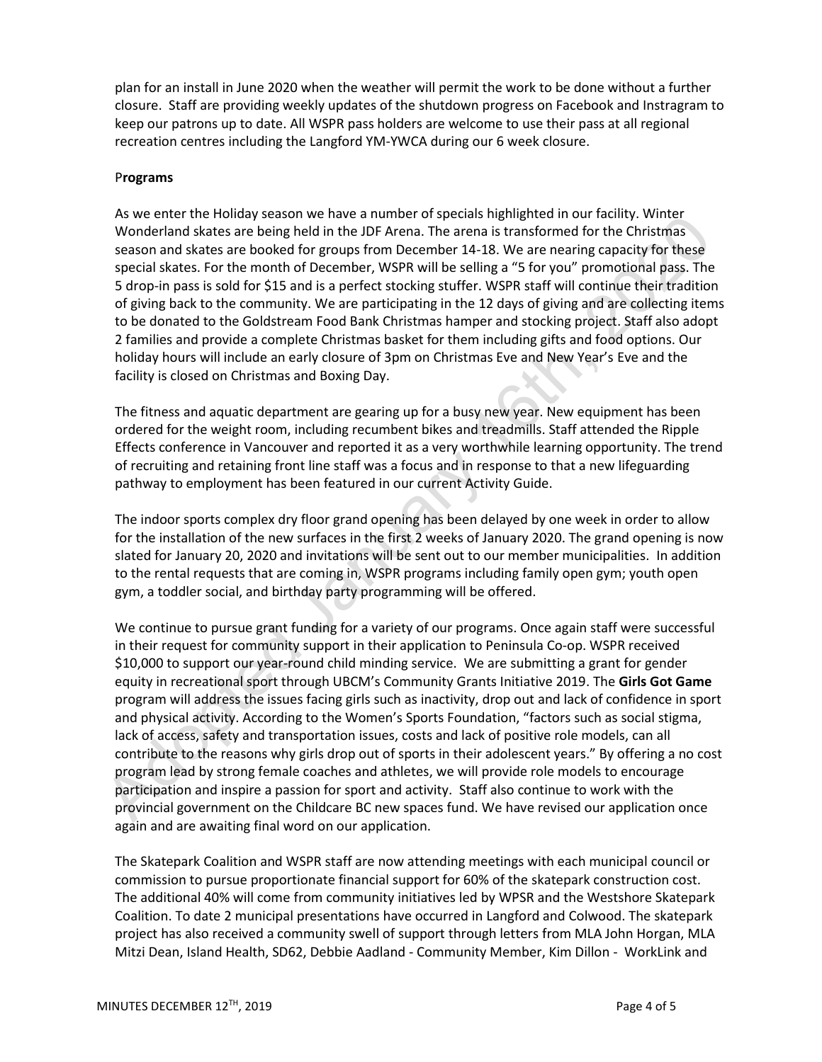plan for an install in June 2020 when the weather will permit the work to be done without a further closure. Staff are providing weekly updates of the shutdown progress on Facebook and Instragram to keep our patrons up to date. All WSPR pass holders are welcome to use their pass at all regional recreation centres including the Langford YM-YWCA during our 6 week closure.

P**rograms**

As we enter the Holiday season we have a number of specials highlighted in our facility. Winter Wonderland skates are being held in the JDF Arena. The arena is transformed for the Christmas season and skates are booked for groups from December 14-18. We are nearing capacity for these special skates. For the month of December, WSPR will be selling a "5 for you" promotional pass. The 5 drop-in pass is sold for $15 and is a perfect stocking stuffer. WSPR staff will continue their tradition of giving back to the community. We are participating in the 12 days of giving and are collecting items to be donated to the Goldstream Food Bank Christmas hamper and stocking project. Staff also adopt 2 families and provide a complete Christmas basket for them including gifts and food options. Our holiday hours will include an early closure of 3pm on Christmas Eve and New Year's Eve and the facility is closed on Christmas and Boxing Day.

The fitness and aquatic department are gearing up for a busy new year. New equipment has been ordered for the weight room, including recumbent bikes and treadmills. Staff attended the Ripple Effects conference in Vancouver and reported it as a very worthwhile learning opportunity. The trend of recruiting and retaining front line staff was a focus and in response to that a new lifeguarding pathway to employment has been featured in our current Activity Guide.

The indoor sports complex dry floor grand opening has been delayed by one week in order to allow for the installation of the new surfaces in the first 2 weeks of January 2020. The grand opening is now slated for January 20, 2020 and invitations will be sent out to our member municipalities. In addition to the rental requests that are coming in, WSPR programs including family open gym; youth open gym, a toddler social, and birthday party programming will be offered.

We continue to pursue grant funding for a variety of our programs. Once again staff were successful in their request for community support in their application to Peninsula Co-op. WSPR received $10,000 to support our year-round child minding service. We are submitting a grant for gender equity in recreational sport through UBCM's Community Grants Initiative 2019. The **Girls Got Game** program will address the issues facing girls such as inactivity, drop out and lack of confidence in sport and physical activity. According to the Women's Sports Foundation, "factors such as social stigma, lack of access, safety and transportation issues, costs and lack of positive role models, can all contribute to the reasons why girls drop out of sports in their adolescent years." By offering a no cost program lead by strong female coaches and athletes, we will provide role models to encourage participation and inspire a passion for sport and activity. Staff also continue to work with the provincial government on the Childcare BC new spaces fund. We have revised our application once again and are awaiting final word on our application.

The Skatepark Coalition and WSPR staff are now attending meetings with each municipal council or commission to pursue proportionate financial support for 60% of the skatepark construction cost. The additional 40% will come from community initiatives led by WPSR and the Westshore Skatepark Coalition. To date 2 municipal presentations have occurred in Langford and Colwood. The skatepark project has also received a community swell of support through letters from MLA John Horgan, MLA Mitzi Dean, Island Health, SD62, Debbie Aadland - Community Member, Kim Dillon - WorkLink and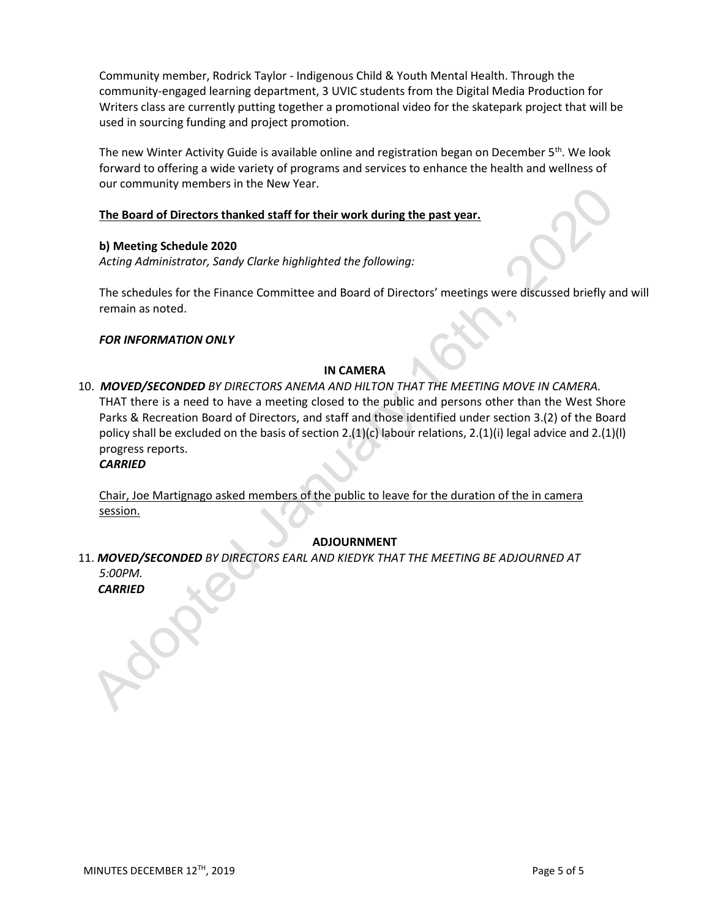Community member, Rodrick Taylor - Indigenous Child & Youth Mental Health. Through the community-engaged learning department, 3 UVIC students from the Digital Media Production for Writers class are currently putting together a promotional video for the skatepark project that will be used in sourcing funding and project promotion.

The new Winter Activity Guide is available online and registration began on December 5th. We look forward to offering a wide variety of programs and services to enhance the health and wellness of our community members in the New Year.

**The Board of Directors thanked staff for their work during the past year.**

**b) Meeting Schedule 2020**

*Acting Administrator, Sandy Clarke highlighted the following:*

The schedules for the Finance Committee and Board of Directors' meetings were discussed briefly and will remain as noted.

***FOR INFORMATION ONLY***

**IN CAMERA**

10. ***MOVED/SECONDED*** *BY DIRECTORS ANEMA AND HILTON THAT THE MEETING MOVE IN CAMERA.* THAT there is a need to have a meeting closed to the public and persons other than the West Shore Parks & Recreation Board of Directors, and staff and those identified under section 3.(2) of the Board policy shall be excluded on the basis of section 2.(1)(c) labour relations, 2.(1)(i) legal advice and 2.(1)(l) progress reports.
***CARRIED***

Chair, Joe Martignago asked members of the public to leave for the duration of the in camera session.

**ADJOURNMENT**

11. ***MOVED/SECONDED*** *BY DIRECTORS EARL AND KIEDYK THAT THE MEETING BE ADJOURNED AT 5:00PM.*
***CARRIED***

Adopted January 16th, 2020